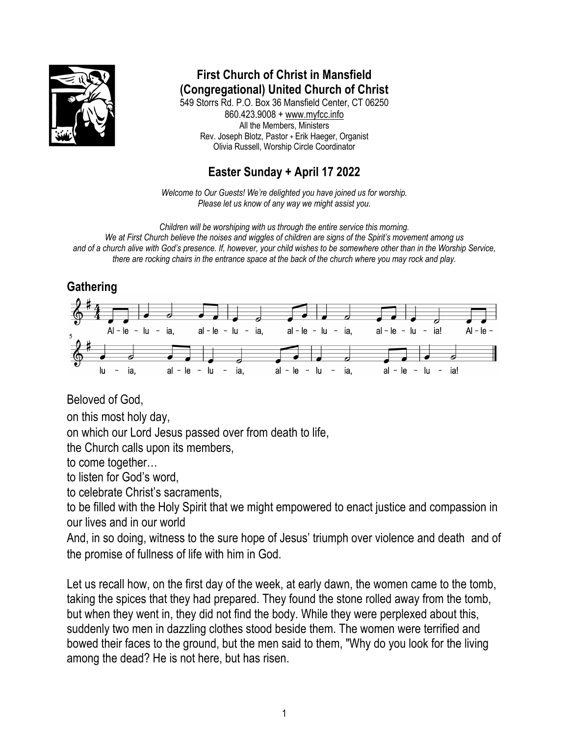# First Church of Christ in Mansfield
# (Congregational) United Church of Christ

549 Storrs Rd. P.O. Box 36 Mansfield Center, CT 06250
860.423.9008 + www.myfcc.info
All the Members, Ministers
Rev. Joseph Blotz, Pastor + Erik Haeger, Organist
Olivia Russell, Worship Circle Coordinator

## Easter Sunday + April 17 2022

*Welcome to Our Guests! We're delighted you have joined us for worship.*
*Please let us know of any way we might assist you.*

*Children will be worshiping with us through the entire service this morning.*
*We at First Church believe the noises and wiggles of children are signs of the Spirit's movement among us and of a church alive with God's presence. If, however, your child wishes to be somewhere other than in the Worship Service, there are rocking chairs in the entrance space at the back of the church where you may rock and play.*

### Gathering

Al-le-lu-ia, al-le-lu-ia, al-le-lu-ia, al-le-lu-ia! Al-le-lu-ia, al-le-lu-ia, al-le-lu-ia, al-le-lu-ia!

Beloved of God,
on this most holy day,
on which our Lord Jesus passed over from death to life,
the Church calls upon its members,
to come together…
to listen for God's word,
to celebrate Christ's sacraments,
to be filled with the Holy Spirit that we might empowered to enact justice and compassion in our lives and in our world
And, in so doing, witness to the sure hope of Jesus' triumph over violence and death and of the promise of fullness of life with him in God.

Let us recall how, on the first day of the week, at early dawn, the women came to the tomb, taking the spices that they had prepared. They found the stone rolled away from the tomb, but when they went in, they did not find the body. While they were perplexed about this, suddenly two men in dazzling clothes stood beside them. The women were terrified and bowed their faces to the ground, but the men said to them, "Why do you look for the living among the dead? He is not here, but has risen.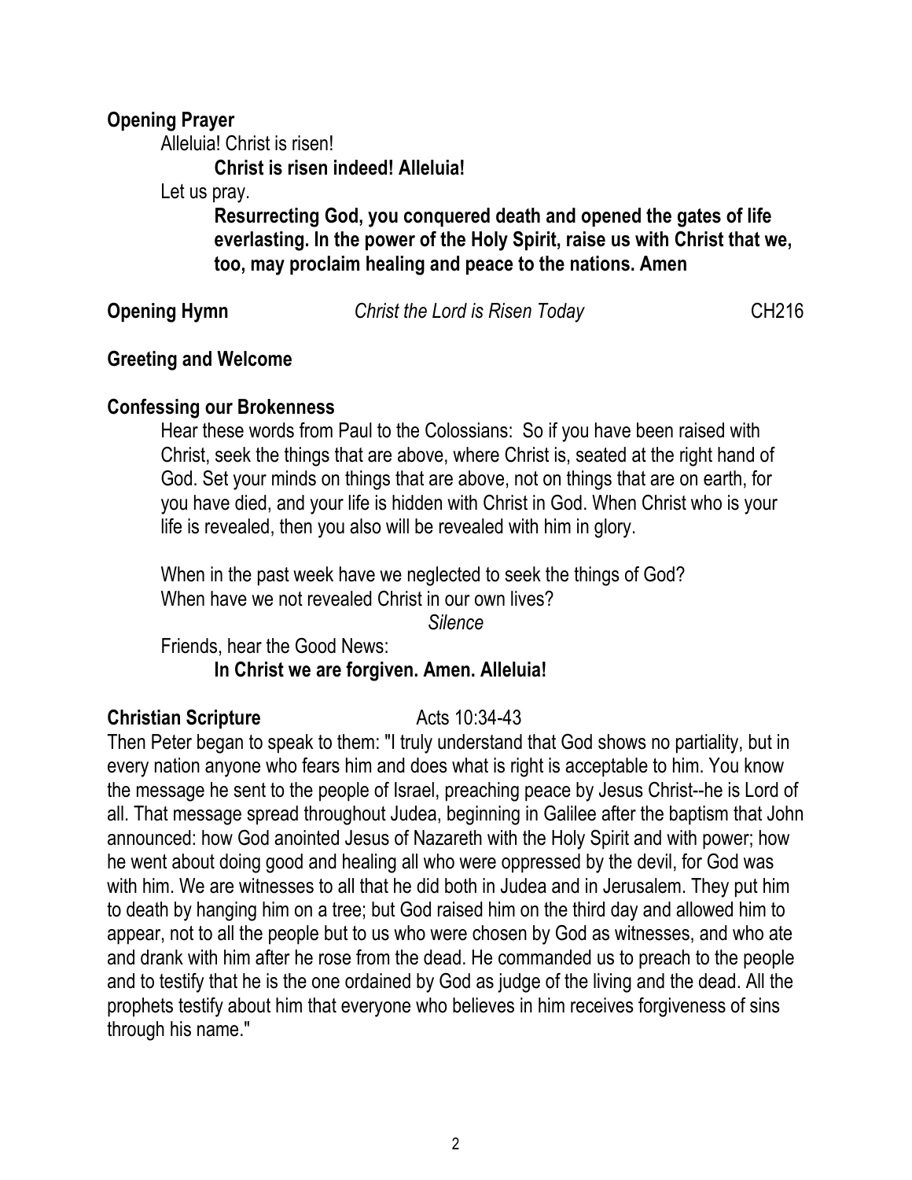**Opening Prayer**

Alleluia! Christ is risen!

**Christ is risen indeed! Alleluia!**

Let us pray.

**Resurrecting God, you conquered death and opened the gates of life everlasting. In the power of the Holy Spirit, raise us with Christ that we, too, may proclaim healing and peace to the nations. Amen**

**Opening Hymn** *Christ the Lord is Risen Today* CH216

**Greeting and Welcome**

**Confessing our Brokenness**

Hear these words from Paul to the Colossians: So if you have been raised with Christ, seek the things that are above, where Christ is, seated at the right hand of God. Set your minds on things that are above, not on things that are on earth, for you have died, and your life is hidden with Christ in God. When Christ who is your life is revealed, then you also will be revealed with him in glory.

When in the past week have we neglected to seek the things of God?
When have we not revealed Christ in our own lives?

*Silence*

Friends, hear the Good News:

**In Christ we are forgiven. Amen. Alleluia!**

**Christian Scripture** Acts 10:34-43

Then Peter began to speak to them: "I truly understand that God shows no partiality, but in every nation anyone who fears him and does what is right is acceptable to him. You know the message he sent to the people of Israel, preaching peace by Jesus Christ--he is Lord of all. That message spread throughout Judea, beginning in Galilee after the baptism that John announced: how God anointed Jesus of Nazareth with the Holy Spirit and with power; how he went about doing good and healing all who were oppressed by the devil, for God was with him. We are witnesses to all that he did both in Judea and in Jerusalem. They put him to death by hanging him on a tree; but God raised him on the third day and allowed him to appear, not to all the people but to us who were chosen by God as witnesses, and who ate and drank with him after he rose from the dead. He commanded us to preach to the people and to testify that he is the one ordained by God as judge of the living and the dead. All the prophets testify about him that everyone who believes in him receives forgiveness of sins through his name."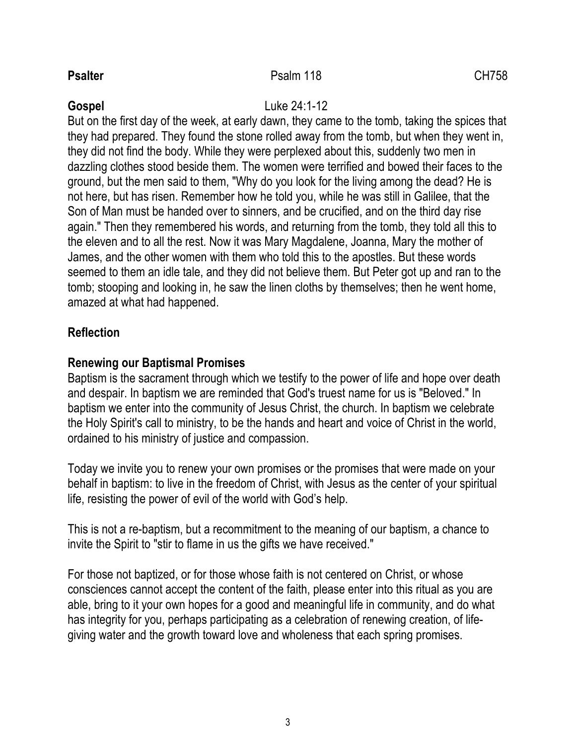**Psalter** Psalm 118 CH758

**Gospel** Luke 24:1-12

But on the first day of the week, at early dawn, they came to the tomb, taking the spices that they had prepared. They found the stone rolled away from the tomb, but when they went in, they did not find the body. While they were perplexed about this, suddenly two men in dazzling clothes stood beside them. The women were terrified and bowed their faces to the ground, but the men said to them, "Why do you look for the living among the dead? He is not here, but has risen. Remember how he told you, while he was still in Galilee, that the Son of Man must be handed over to sinners, and be crucified, and on the third day rise again." Then they remembered his words, and returning from the tomb, they told all this to the eleven and to all the rest. Now it was Mary Magdalene, Joanna, Mary the mother of James, and the other women with them who told this to the apostles. But these words seemed to them an idle tale, and they did not believe them. But Peter got up and ran to the tomb; stooping and looking in, he saw the linen cloths by themselves; then he went home, amazed at what had happened.

**Reflection**

**Renewing our Baptismal Promises**

Baptism is the sacrament through which we testify to the power of life and hope over death and despair. In baptism we are reminded that God's truest name for us is "Beloved." In baptism we enter into the community of Jesus Christ, the church. In baptism we celebrate the Holy Spirit's call to ministry, to be the hands and heart and voice of Christ in the world, ordained to his ministry of justice and compassion.

Today we invite you to renew your own promises or the promises that were made on your behalf in baptism: to live in the freedom of Christ, with Jesus as the center of your spiritual life, resisting the power of evil of the world with God's help.

This is not a re-baptism, but a recommitment to the meaning of our baptism, a chance to invite the Spirit to "stir to flame in us the gifts we have received."

For those not baptized, or for those whose faith is not centered on Christ, or whose consciences cannot accept the content of the faith, please enter into this ritual as you are able, bring to it your own hopes for a good and meaningful life in community, and do what has integrity for you, perhaps participating as a celebration of renewing creation, of life-giving water and the growth toward love and wholeness that each spring promises.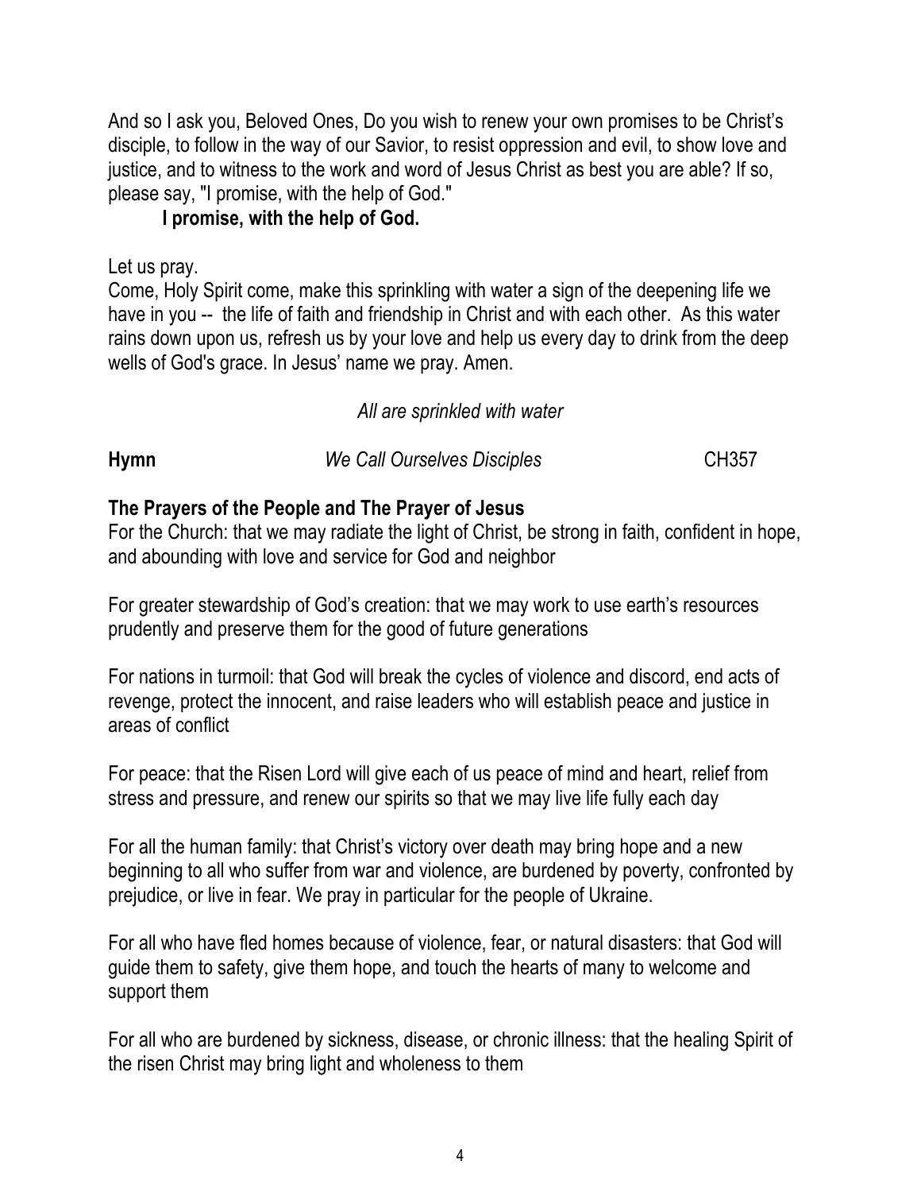And so I ask you, Beloved Ones, Do you wish to renew your own promises to be Christ's disciple, to follow in the way of our Savior, to resist oppression and evil, to show love and justice, and to witness to the work and word of Jesus Christ as best you are able? If so, please say, "I promise, with the help of God."

**I promise, with the help of God.**

Let us pray.
Come, Holy Spirit come, make this sprinkling with water a sign of the deepening life we have in you -- the life of faith and friendship in Christ and with each other. As this water rains down upon us, refresh us by your love and help us every day to drink from the deep wells of God's grace. In Jesus' name we pray. Amen.

*All are sprinkled with water*

**Hymn** *We Call Ourselves Disciples* CH357

**The Prayers of the People and The Prayer of Jesus**

For the Church: that we may radiate the light of Christ, be strong in faith, confident in hope, and abounding with love and service for God and neighbor

For greater stewardship of God's creation: that we may work to use earth's resources prudently and preserve them for the good of future generations

For nations in turmoil: that God will break the cycles of violence and discord, end acts of revenge, protect the innocent, and raise leaders who will establish peace and justice in areas of conflict

For peace: that the Risen Lord will give each of us peace of mind and heart, relief from stress and pressure, and renew our spirits so that we may live life fully each day

For all the human family: that Christ's victory over death may bring hope and a new beginning to all who suffer from war and violence, are burdened by poverty, confronted by prejudice, or live in fear. We pray in particular for the people of Ukraine.

For all who have fled homes because of violence, fear, or natural disasters: that God will guide them to safety, give them hope, and touch the hearts of many to welcome and support them

For all who are burdened by sickness, disease, or chronic illness: that the healing Spirit of the risen Christ may bring light and wholeness to them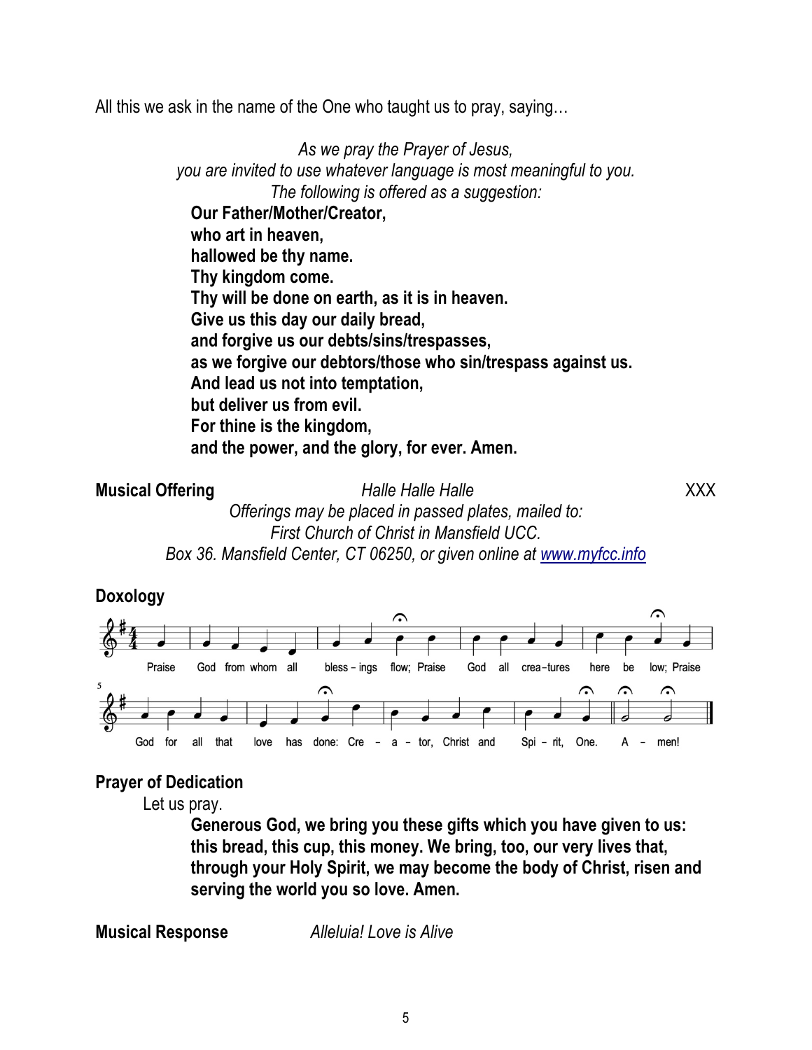All this we ask in the name of the One who taught us to pray, saying…

*As we pray the Prayer of Jesus,*
*you are invited to use whatever language is most meaningful to you.*
*The following is offered as a suggestion:*

**Our Father/Mother/Creator,**
**who art in heaven,**
**hallowed be thy name.**
**Thy kingdom come.**
**Thy will be done on earth, as it is in heaven.**
**Give us this day our daily bread,**
**and forgive us our debts/sins/trespasses,**
**as we forgive our debtors/those who sin/trespass against us.**
**And lead us not into temptation,**
**but deliver us from evil.**
**For thine is the kingdom,**
**and the power, and the glory, for ever. Amen.**

**Musical Offering** *Halle Halle Halle* XXX

*Offerings may be placed in passed plates, mailed to:*
*First Church of Christ in Mansfield UCC.*
*Box 36. Mansfield Center, CT 06250, or given online at [www.myfcc.info](www.myfcc.info)*

**Doxology**

Praise God from whom all blessings flow; Praise God all creatures here below; Praise God for all that love has done: Creator, Christ and Spirit, One. Amen!

**Prayer of Dedication**

Let us pray.

**Generous God, we bring you these gifts which you have given to us: this bread, this cup, this money. We bring, too, our very lives that, through your Holy Spirit, we may become the body of Christ, risen and serving the world you so love. Amen.**

**Musical Response** *Alleluia! Love is Alive*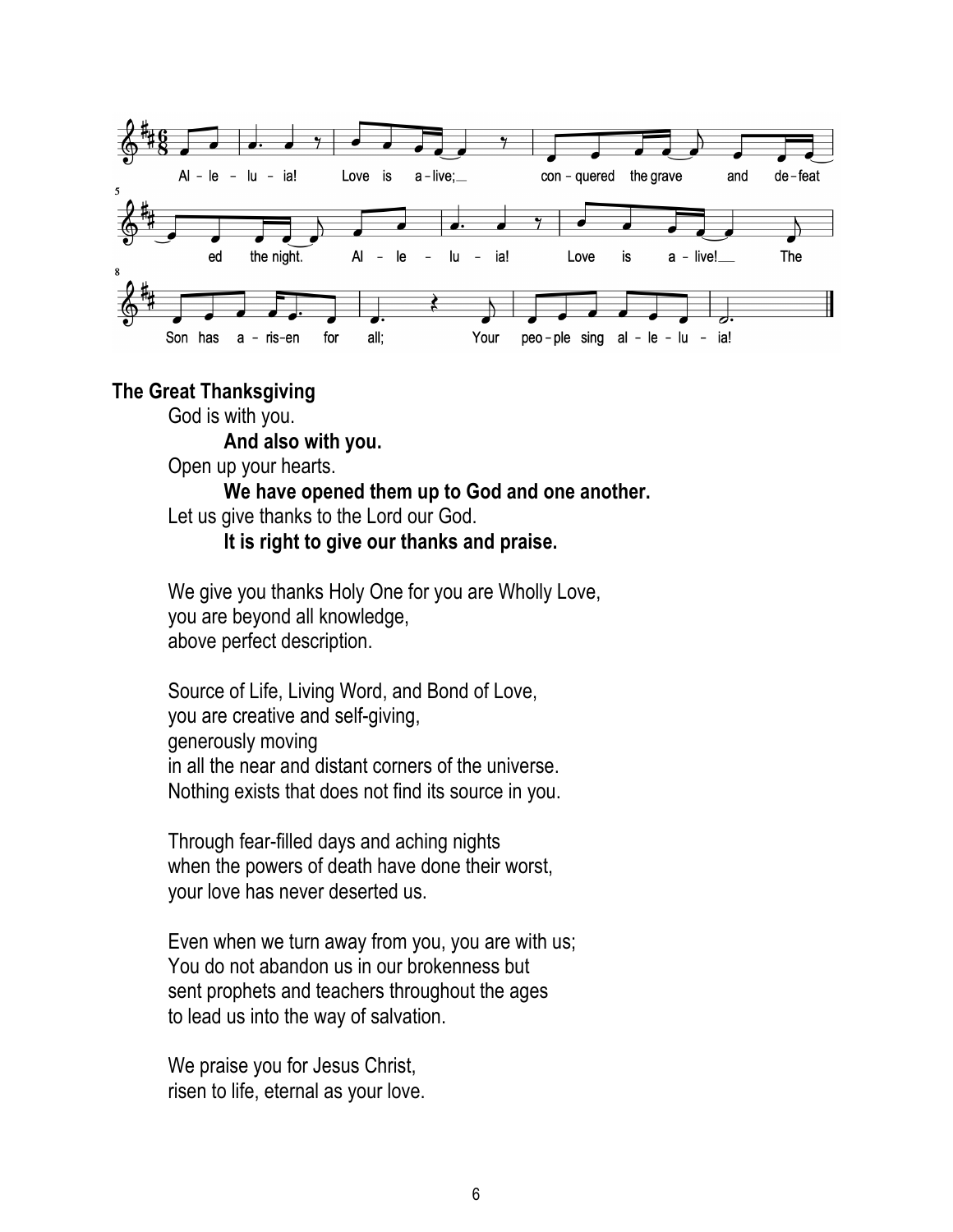Al – le – lu – ia! Love is a – live; con – quered the grave and de – feat ed the night. Al – le – lu – ia! Love is a – live! The Son has a – ris – en for all; Your peo – ple sing al – le – lu – ia!

**The Great Thanksgiving**

God is with you.

**And also with you.**

Open up your hearts.

**We have opened them up to God and one another.**

Let us give thanks to the Lord our God.

**It is right to give our thanks and praise.**

We give you thanks Holy One for you are Wholly Love,
you are beyond all knowledge,
above perfect description.

Source of Life, Living Word, and Bond of Love,
you are creative and self-giving,
generously moving
in all the near and distant corners of the universe.
Nothing exists that does not find its source in you.

Through fear-filled days and aching nights
when the powers of death have done their worst,
your love has never deserted us.

Even when we turn away from you, you are with us;
You do not abandon us in our brokenness but
sent prophets and teachers throughout the ages
to lead us into the way of salvation.

We praise you for Jesus Christ,
risen to life, eternal as your love.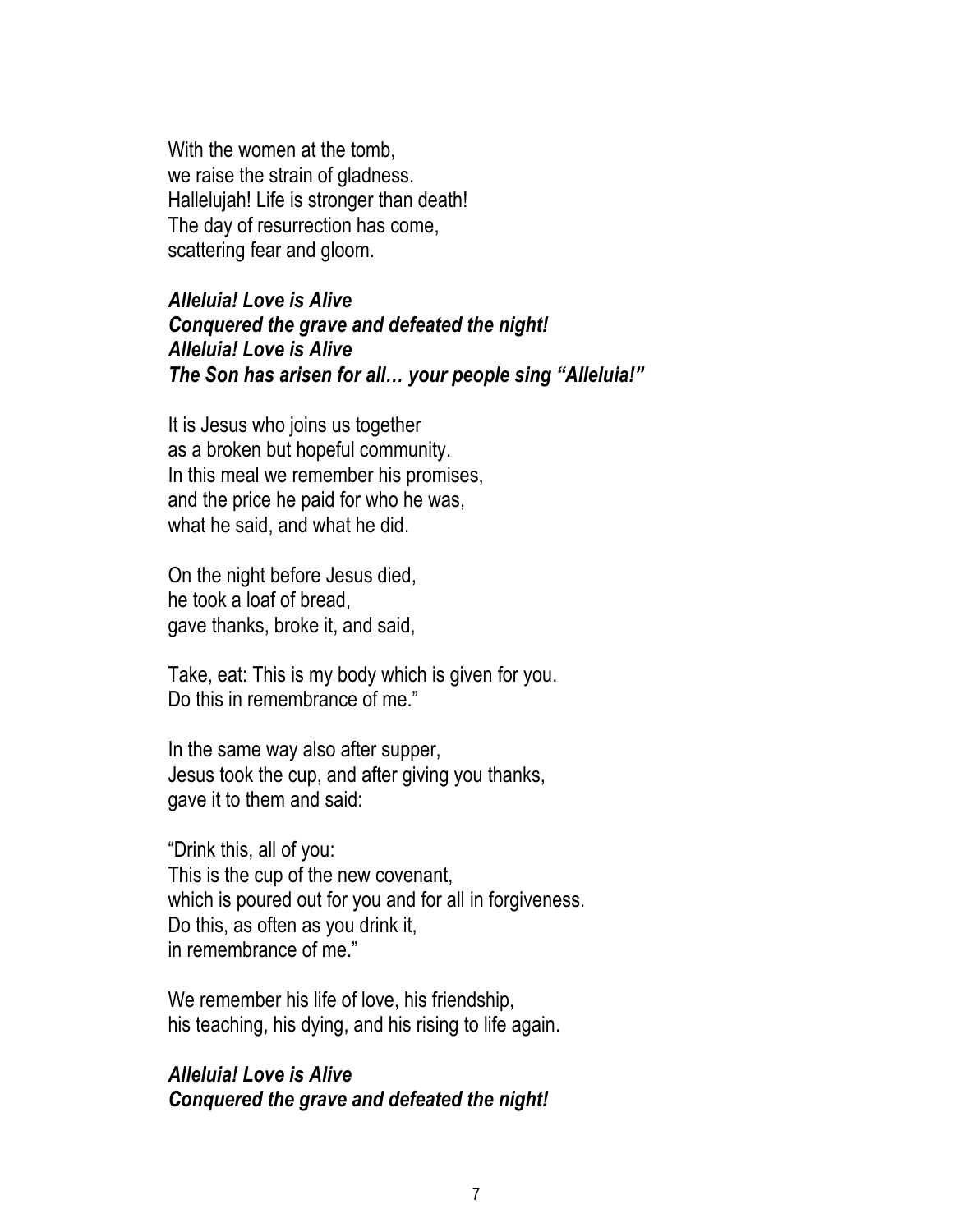With the women at the tomb,
we raise the strain of gladness.
Hallelujah! Life is stronger than death!
The day of resurrection has come,
scattering fear and gloom.

***Alleluia! Love is Alive***
***Conquered the grave and defeated the night!***
***Alleluia! Love is Alive***
***The Son has arisen for all… your people sing "Alleluia!"***

It is Jesus who joins us together
as a broken but hopeful community.
In this meal we remember his promises,
and the price he paid for who he was,
what he said, and what he did.

On the night before Jesus died,
he took a loaf of bread,
gave thanks, broke it, and said,

Take, eat: This is my body which is given for you.
Do this in remembrance of me."

In the same way also after supper,
Jesus took the cup, and after giving you thanks,
gave it to them and said:

"Drink this, all of you:
This is the cup of the new covenant,
which is poured out for you and for all in forgiveness.
Do this, as often as you drink it,
in remembrance of me."

We remember his life of love, his friendship,
his teaching, his dying, and his rising to life again.

***Alleluia! Love is Alive***
***Conquered the grave and defeated the night!***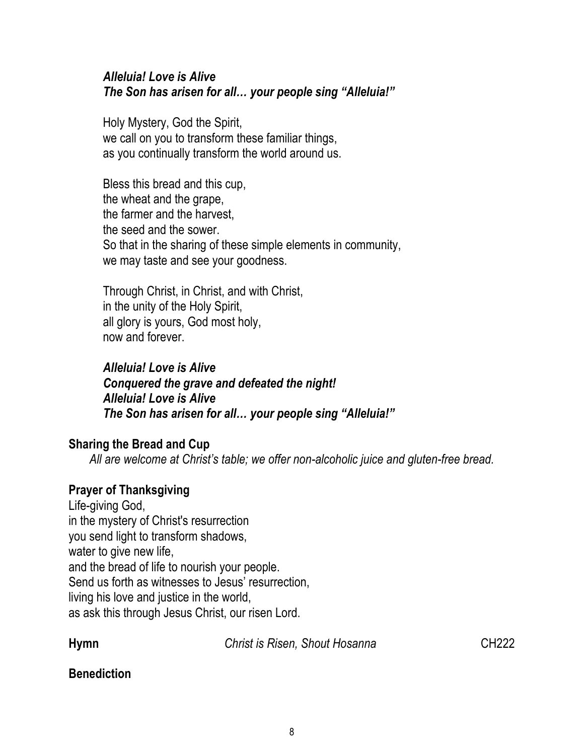***Alleluia! Love is Alive***
***The Son has arisen for all… your people sing "Alleluia!"***

Holy Mystery, God the Spirit,
we call on you to transform these familiar things,
as you continually transform the world around us.

Bless this bread and this cup,
the wheat and the grape,
the farmer and the harvest,
the seed and the sower.
So that in the sharing of these simple elements in community,
we may taste and see your goodness.

Through Christ, in Christ, and with Christ,
in the unity of the Holy Spirit,
all glory is yours, God most holy,
now and forever.

***Alleluia! Love is Alive***
***Conquered the grave and defeated the night!***
***Alleluia! Love is Alive***
***The Son has arisen for all… your people sing "Alleluia!"***

**Sharing the Bread and Cup**

*All are welcome at Christ's table; we offer non-alcoholic juice and gluten-free bread.*

**Prayer of Thanksgiving**

Life-giving God,
in the mystery of Christ's resurrection
you send light to transform shadows,
water to give new life,
and the bread of life to nourish your people.
Send us forth as witnesses to Jesus' resurrection,
living his love and justice in the world,
as ask this through Jesus Christ, our risen Lord.

**Hymn** *Christ is Risen, Shout Hosanna* CH222

**Benediction**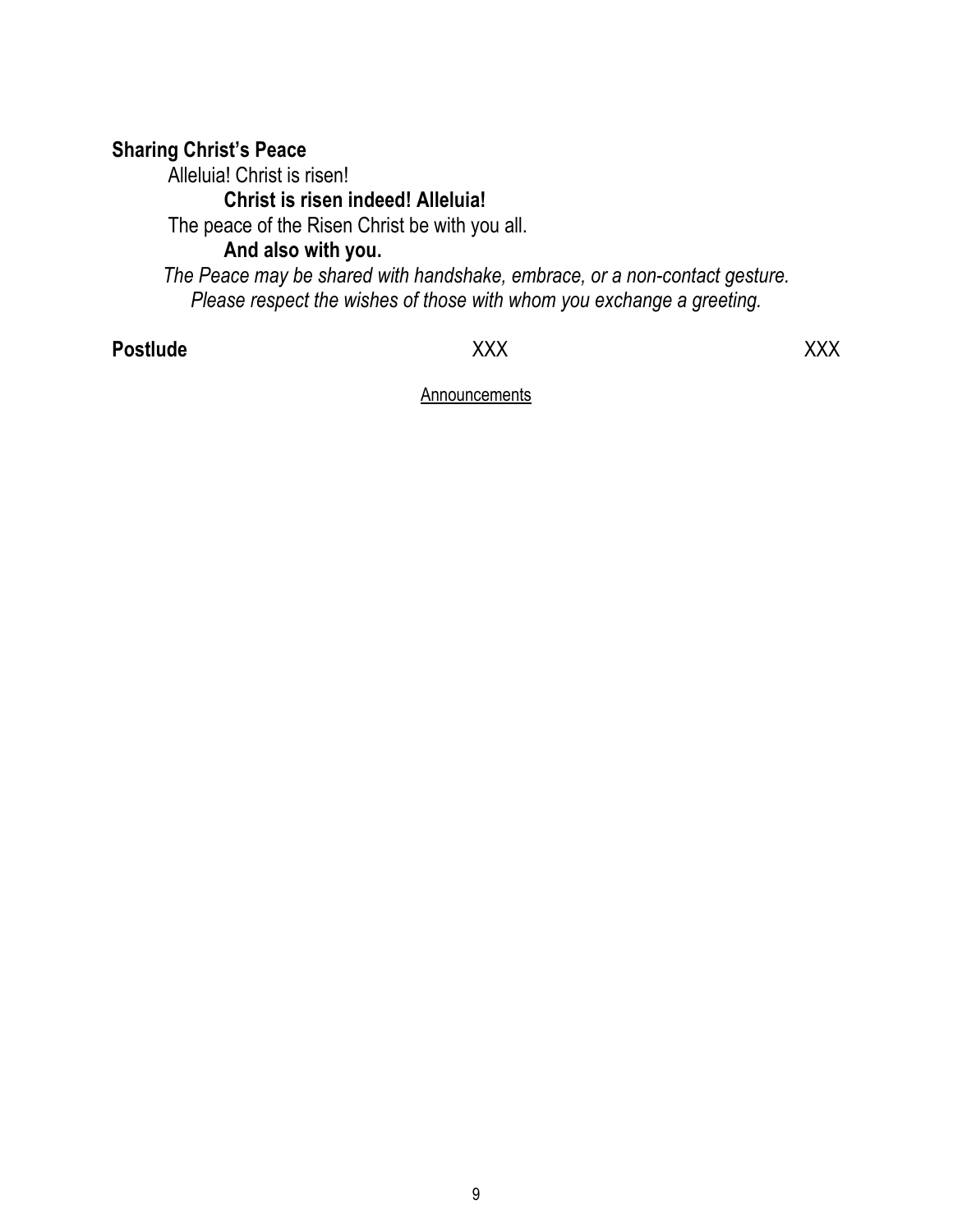**Sharing Christ's Peace**

Alleluia! Christ is risen!

**Christ is risen indeed! Alleluia!**

The peace of the Risen Christ be with you all.

**And also with you.**

*The Peace may be shared with handshake, embrace, or a non-contact gesture. Please respect the wishes of those with whom you exchange a greeting.*

**Postlude** XXX XXX

Announcements